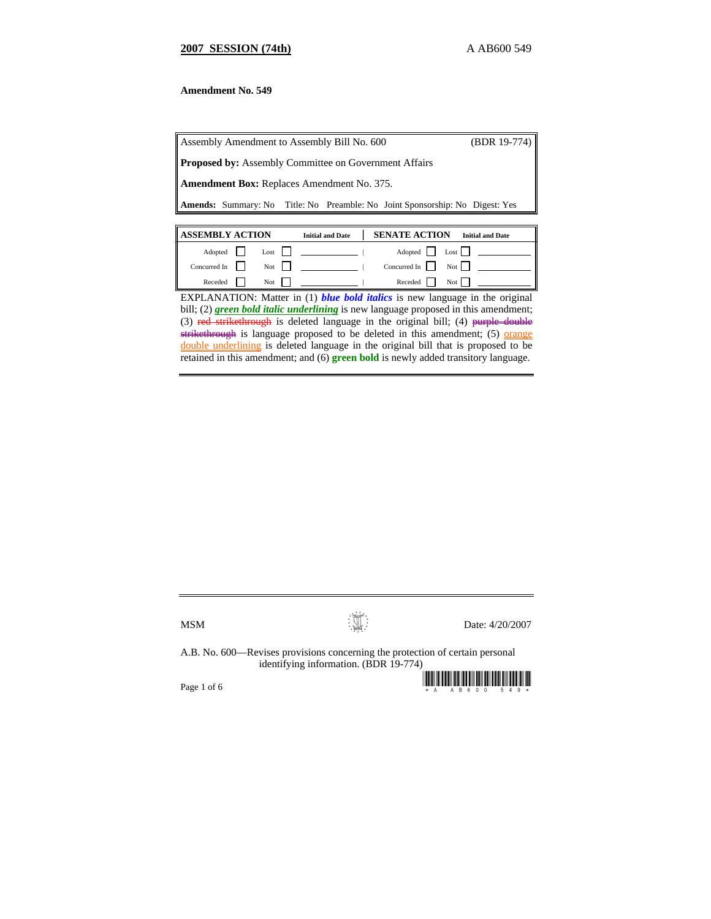**2007 SESSION (74th)**

A AB600 549

**Amendment No. 549**

| Assembly Amendment to Assembly Bill No. 600 | (BDR 19-774) |
|---|---|
| **Proposed by:** Assembly Committee on Government Affairs | |
| **Amendment Box:** Replaces Amendment No. 375. | |
| **Amends:** Summary: No Title: No Preamble: No Joint Sponsorship: No Digest: Yes | |

| ASSEMBLY ACTION | | | | Initial and Date | SENATE ACTION | | | | Initial and Date |
|---|---|---|---|---|---|---|---|---|---|
| Adopted | ☐ | Lost | ☐ | ________ | Adopted | ☐ | Lost | ☐ | ________ |
| Concurred In | ☐ | Not | ☐ | ________ | Concurred In | ☐ | Not | ☐ | ________ |
| Receded | ☐ | Not | ☐ | ________ | Receded | ☐ | Not | ☐ | ________ |

EXPLANATION: Matter in (1) ***blue bold italics*** is new language in the original bill; (2) ***green bold italic underlining*** is new language proposed in this amendment; (3) ~~red strikethrough~~ is deleted language in the original bill; (4) ~~purple double strikethrough~~ is language proposed to be deleted in this amendment; (5) orange double underlining is deleted language in the original bill that is proposed to be retained in this amendment; and (6) **green bold** is newly added transitory language.

MSM

Date: 4/20/2007

A.B. No. 600—Revises provisions concerning the protection of certain personal identifying information. (BDR 19-774)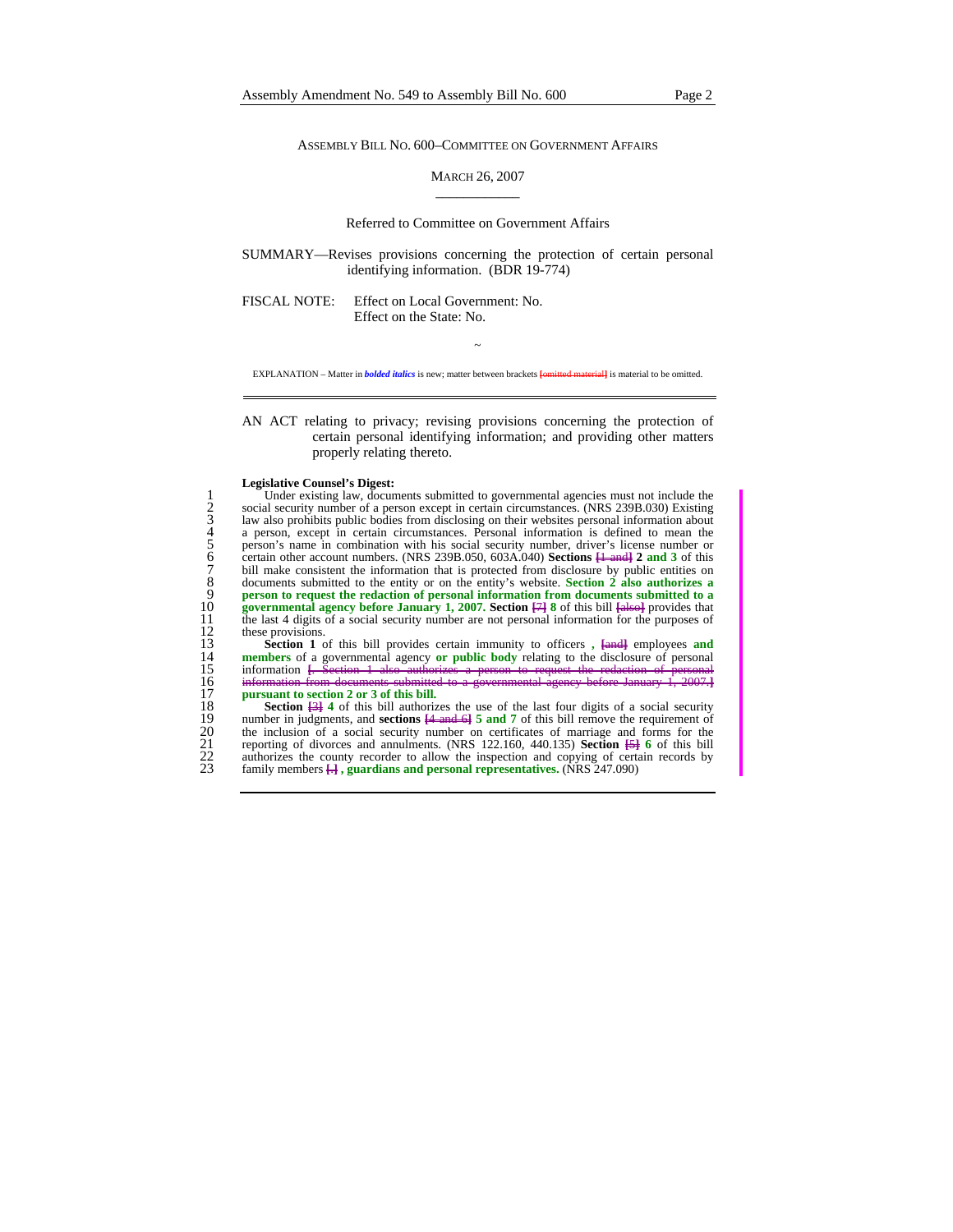ASSEMBLY BILL NO. 600–COMMITTEE ON GOVERNMENT AFFAIRS

MARCH 26, 2007

Referred to Committee on Government Affairs

SUMMARY—Revises provisions concerning the protection of certain personal identifying information. (BDR 19-774)

FISCAL NOTE: Effect on Local Government: No.
Effect on the State: No.

~

EXPLANATION – Matter in ***bolded italics*** is new; matter between brackets [omitted material] is material to be omitted.

AN ACT relating to privacy; revising provisions concerning the protection of certain personal identifying information; and providing other matters properly relating thereto.

**Legislative Counsel's Digest:**

Under existing law, documents submitted to governmental agencies must not include the social security number of a person except in certain circumstances. (NRS 239B.030) Existing law also prohibits public bodies from disclosing on their websites personal information about a person, except in certain circumstances. Personal information is defined to mean the person's name in combination with his social security number, driver's license number or certain other account numbers. (NRS 239B.050, 603A.040) **Sections** [1 and] **2 and 3** of this bill make consistent the information that is protected from disclosure by public entities on documents submitted to the entity or on the entity's website. **Section 2 also authorizes a person to request the redaction of personal information from documents submitted to a governmental agency before January 1, 2007.** **Section** [7] **8** of this bill [also] provides that the last 4 digits of a social security number are not personal information for the purposes of these provisions.

**Section 1** of this bill provides certain immunity to officers **,** [and] employees **and members** of a governmental agency **or public body** relating to the disclosure of personal information [. Section 1 also authorizes a person to request the redaction of personal information from documents submitted to a governmental agency before January 1, 2007.] **pursuant to section 2 or 3 of this bill.**

**Section** [3] **4** of this bill authorizes the use of the last four digits of a social security number in judgments, and **sections** [4 and 6] **5 and 7** of this bill remove the requirement of the inclusion of a social security number on certificates of marriage and forms for the reporting of divorces and annulments. (NRS 122.160, 440.135) **Section** [5] **6** of this bill authorizes the county recorder to allow the inspection and copying of certain records by family members [.] **, guardians and personal representatives.** (NRS 247.090)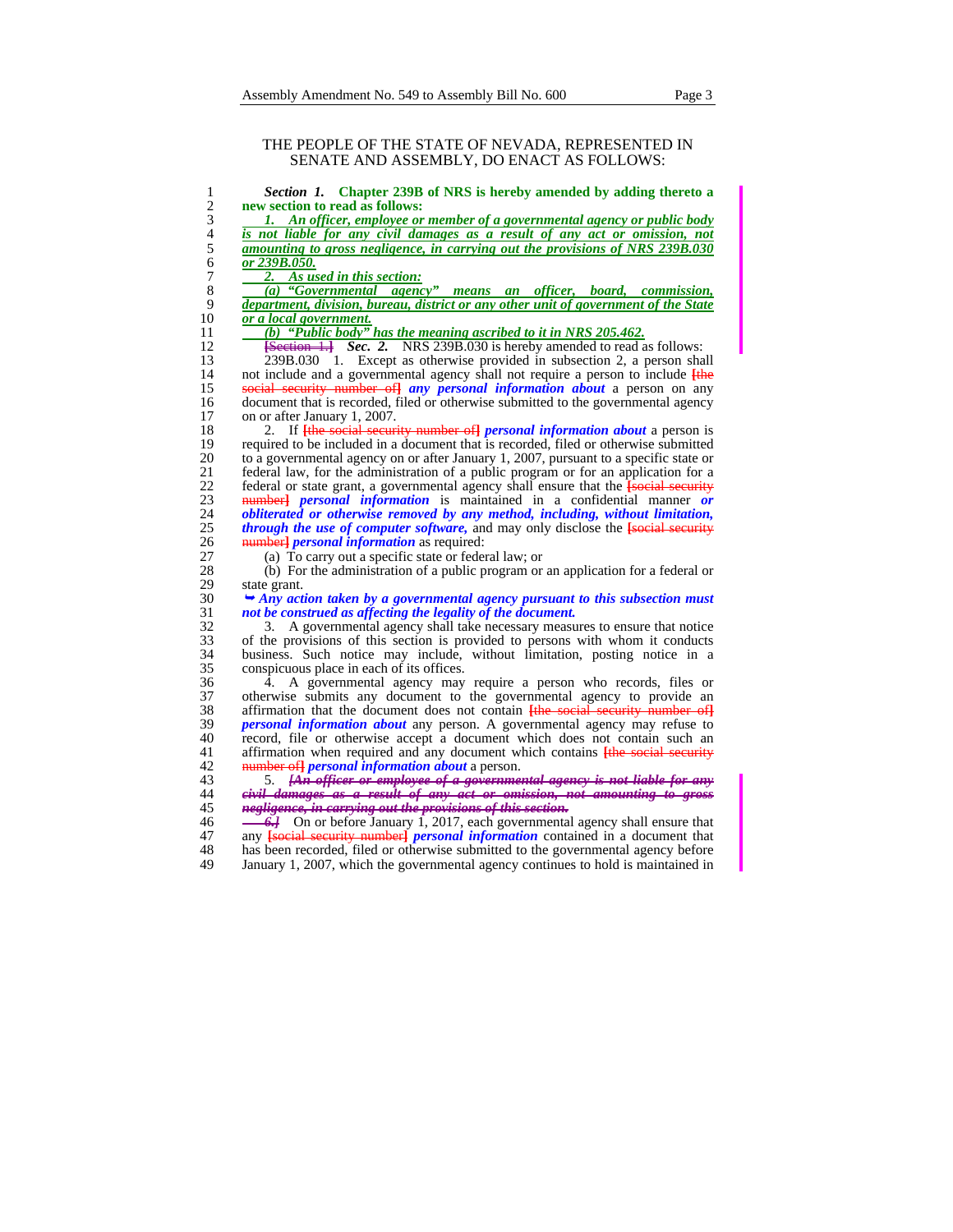THE PEOPLE OF THE STATE OF NEVADA, REPRESENTED IN SENATE AND ASSEMBLY, DO ENACT AS FOLLOWS:

***Section 1.* Chapter 239B of NRS is hereby amended by adding thereto a new section to read as follows:**

***1. An officer, employee or member of a governmental agency or public body is not liable for any civil damages as a result of any act or omission, not amounting to gross negligence, in carrying out the provisions of NRS 239B.030 or 239B.050.***

***2. As used in this section:***

***(a) "Governmental agency" means an officer, board, commission, department, division, bureau, district or any other unit of government of the State or a local government.***

***(b) "Public body" has the meaning ascribed to it in NRS 205.462.***

[Section 1.] ***Sec. 2.*** NRS 239B.030 is hereby amended to read as follows:

239B.030 1. Except as otherwise provided in subsection 2, a person shall not include and a governmental agency shall not require a person to include [the social security number of] ***any personal information about*** a person on any document that is recorded, filed or otherwise submitted to the governmental agency on or after January 1, 2007.

2. If [the social security number of] ***personal information about*** a person is required to be included in a document that is recorded, filed or otherwise submitted to a governmental agency on or after January 1, 2007, pursuant to a specific state or federal law, for the administration of a public program or for an application for a federal or state grant, a governmental agency shall ensure that the [social security number] ***personal information*** is maintained in a confidential manner ***or obliterated or otherwise removed by any method, including, without limitation, through the use of computer software,*** and may only disclose the [social security number] ***personal information*** as required:

(a) To carry out a specific state or federal law; or

(b) For the administration of a public program or an application for a federal or state grant.

➥ ***Any action taken by a governmental agency pursuant to this subsection must not be construed as affecting the legality of the document.***

3. A governmental agency shall take necessary measures to ensure that notice of the provisions of this section is provided to persons with whom it conducts business. Such notice may include, without limitation, posting notice in a conspicuous place in each of its offices.

4. A governmental agency may require a person who records, files or otherwise submits any document to the governmental agency to provide an affirmation that the document does not contain [the social security number of] ***personal information about*** any person. A governmental agency may refuse to record, file or otherwise accept a document which does not contain such an affirmation when required and any document which contains [the social security number of] ***personal information about*** a person.

5. ***[An officer or employee of a governmental agency is not liable for any civil damages as a result of any act or omission, not amounting to gross negligence, in carrying out the provisions of this section.***

***6.]*** On or before January 1, 2017, each governmental agency shall ensure that any [social security number] ***personal information*** contained in a document that has been recorded, filed or otherwise submitted to the governmental agency before January 1, 2007, which the governmental agency continues to hold is maintained in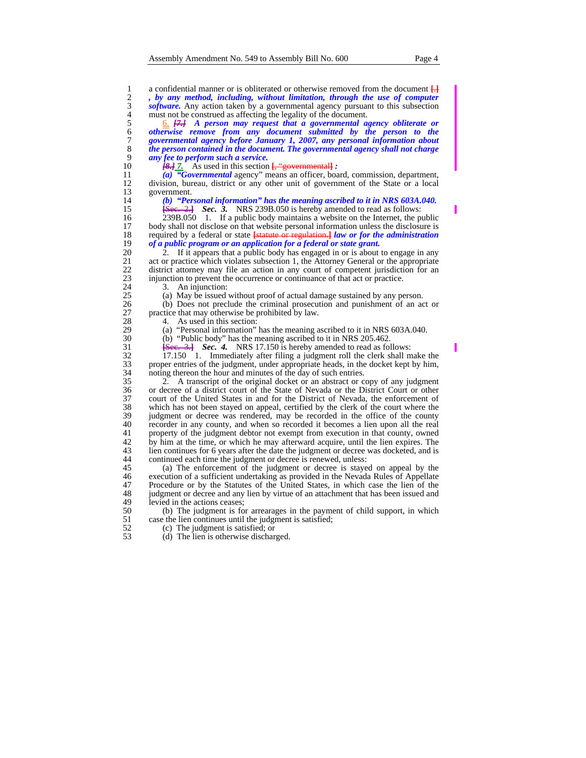a confidential manner or is obliterated or otherwise removed from the document [.] ***, by any method, including, without limitation, through the use of computer software.*** Any action taken by a governmental agency pursuant to this subsection must not be construed as affecting the legality of the document.

6. [7.] ***A person may request that a governmental agency obliterate or otherwise remove from any document submitted by the person to the governmental agency before January 1, 2007, any personal information about the person contained in the document. The governmental agency shall not charge any fee to perform such a service.***

[8.] 7. As used in this section [, "governmental] ***:***

***(a) "Governmental*** agency" means an officer, board, commission, department, division, bureau, district or any other unit of government of the State or a local government.

***(b) "Personal information" has the meaning ascribed to it in NRS 603A.040.***

[Sec. 2.] ***Sec. 3.*** NRS 239B.050 is hereby amended to read as follows:

239B.050 1. If a public body maintains a website on the Internet, the public body shall not disclose on that website personal information unless the disclosure is required by a federal or state [statute or regulation.] ***law or for the administration of a public program or an application for a federal or state grant.***

2. If it appears that a public body has engaged in or is about to engage in any act or practice which violates subsection 1, the Attorney General or the appropriate district attorney may file an action in any court of competent jurisdiction for an injunction to prevent the occurrence or continuance of that act or practice.

3. An injunction:

(a) May be issued without proof of actual damage sustained by any person.

(b) Does not preclude the criminal prosecution and punishment of an act or practice that may otherwise be prohibited by law.

4. As used in this section:

(a) "Personal information" has the meaning ascribed to it in NRS 603A.040.

(b) "Public body" has the meaning ascribed to it in NRS 205.462.

[Sec. 3.] ***Sec. 4.*** NRS 17.150 is hereby amended to read as follows:

17.150 1. Immediately after filing a judgment roll the clerk shall make the proper entries of the judgment, under appropriate heads, in the docket kept by him, noting thereon the hour and minutes of the day of such entries.

2. A transcript of the original docket or an abstract or copy of any judgment or decree of a district court of the State of Nevada or the District Court or other court of the United States in and for the District of Nevada, the enforcement of which has not been stayed on appeal, certified by the clerk of the court where the judgment or decree was rendered, may be recorded in the office of the county recorder in any county, and when so recorded it becomes a lien upon all the real property of the judgment debtor not exempt from execution in that county, owned by him at the time, or which he may afterward acquire, until the lien expires. The lien continues for 6 years after the date the judgment or decree was docketed, and is continued each time the judgment or decree is renewed, unless:

(a) The enforcement of the judgment or decree is stayed on appeal by the execution of a sufficient undertaking as provided in the Nevada Rules of Appellate Procedure or by the Statutes of the United States, in which case the lien of the judgment or decree and any lien by virtue of an attachment that has been issued and levied in the actions ceases;

(b) The judgment is for arrearages in the payment of child support, in which case the lien continues until the judgment is satisfied;

(c) The judgment is satisfied; or

(d) The lien is otherwise discharged.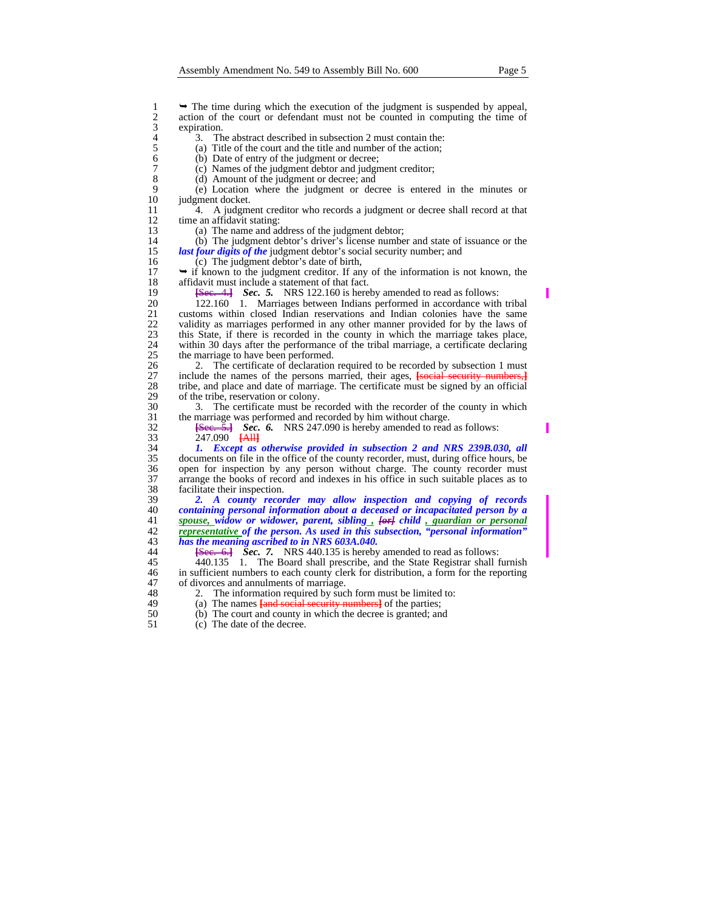➥ The time during which the execution of the judgment is suspended by appeal, action of the court or defendant must not be counted in computing the time of expiration.

3. The abstract described in subsection 2 must contain the:

(a) Title of the court and the title and number of the action;

(b) Date of entry of the judgment or decree;

(c) Names of the judgment debtor and judgment creditor;

(d) Amount of the judgment or decree; and

(e) Location where the judgment or decree is entered in the minutes or judgment docket.

4. A judgment creditor who records a judgment or decree shall record at that time an affidavit stating:

(a) The name and address of the judgment debtor;

(b) The judgment debtor's driver's license number and state of issuance or the ***last four digits of the*** judgment debtor's social security number; and

(c) The judgment debtor's date of birth,

➥ if known to the judgment creditor. If any of the information is not known, the affidavit must include a statement of that fact.

~~[Sec. 4.]~~ ***Sec. 5.*** NRS 122.160 is hereby amended to read as follows:

122.160 1. Marriages between Indians performed in accordance with tribal customs within closed Indian reservations and Indian colonies have the same validity as marriages performed in any other manner provided for by the laws of this State, if there is recorded in the county in which the marriage takes place, within 30 days after the performance of the tribal marriage, a certificate declaring the marriage to have been performed.

2. The certificate of declaration required to be recorded by subsection 1 must include the names of the persons married, their ages, ~~[social security numbers,]~~ tribe, and place and date of marriage. The certificate must be signed by an official of the tribe, reservation or colony.

3. The certificate must be recorded with the recorder of the county in which the marriage was performed and recorded by him without charge.

~~[Sec. 5.]~~ ***Sec. 6.*** NRS 247.090 is hereby amended to read as follows:

247.090 ~~[All]~~

***1. Except as otherwise provided in subsection 2 and NRS 239B.030, all*** documents on file in the office of the county recorder, must, during office hours, be open for inspection by any person without charge. The county recorder must arrange the books of record and indexes in his office in such suitable places as to facilitate their inspection.

***2. A county recorder may allow inspection and copying of records containing personal information about a deceased or incapacitated person by a spouse, widow or widower, parent, sibling , ~~[or]~~ child , guardian or personal representative of the person. As used in this subsection, "personal information" has the meaning ascribed to in NRS 603A.040.***

~~[Sec. 6.]~~ ***Sec. 7.*** NRS 440.135 is hereby amended to read as follows:

440.135 1. The Board shall prescribe, and the State Registrar shall furnish in sufficient numbers to each county clerk for distribution, a form for the reporting of divorces and annulments of marriage.

2. The information required by such form must be limited to:

(a) The names ~~[and social security numbers]~~ of the parties;

(b) The court and county in which the decree is granted; and

(c) The date of the decree.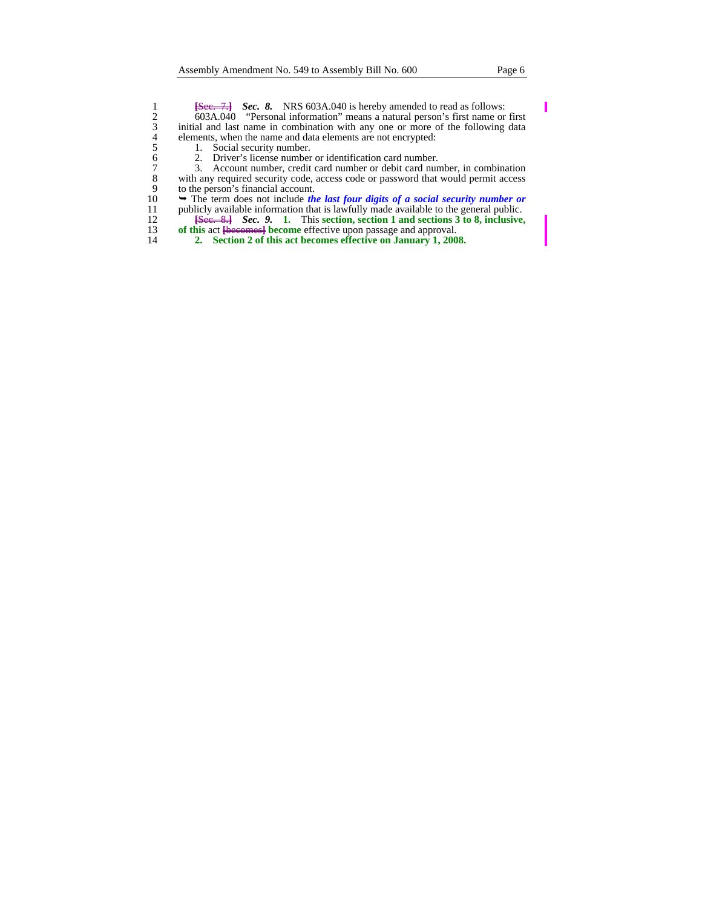~~[Sec. 7.]~~ ***Sec. 8.*** NRS 603A.040 is hereby amended to read as follows:

603A.040 "Personal information" means a natural person's first name or first initial and last name in combination with any one or more of the following data elements, when the name and data elements are not encrypted:

1. Social security number.
2. Driver's license number or identification card number.
3. Account number, credit card number or debit card number, in combination with any required security code, access code or password that would permit access to the person's financial account.

➥ The term does not include ***the last four digits of a social security number or*** publicly available information that is lawfully made available to the general public.

~~[Sec. 8.]~~ ***Sec. 9.*** **1.** This **section, section 1 and sections 3 to 8, inclusive, of this** act ~~[becomes]~~ **become** effective upon passage and approval.

**2. Section 2 of this act becomes effective on January 1, 2008.**